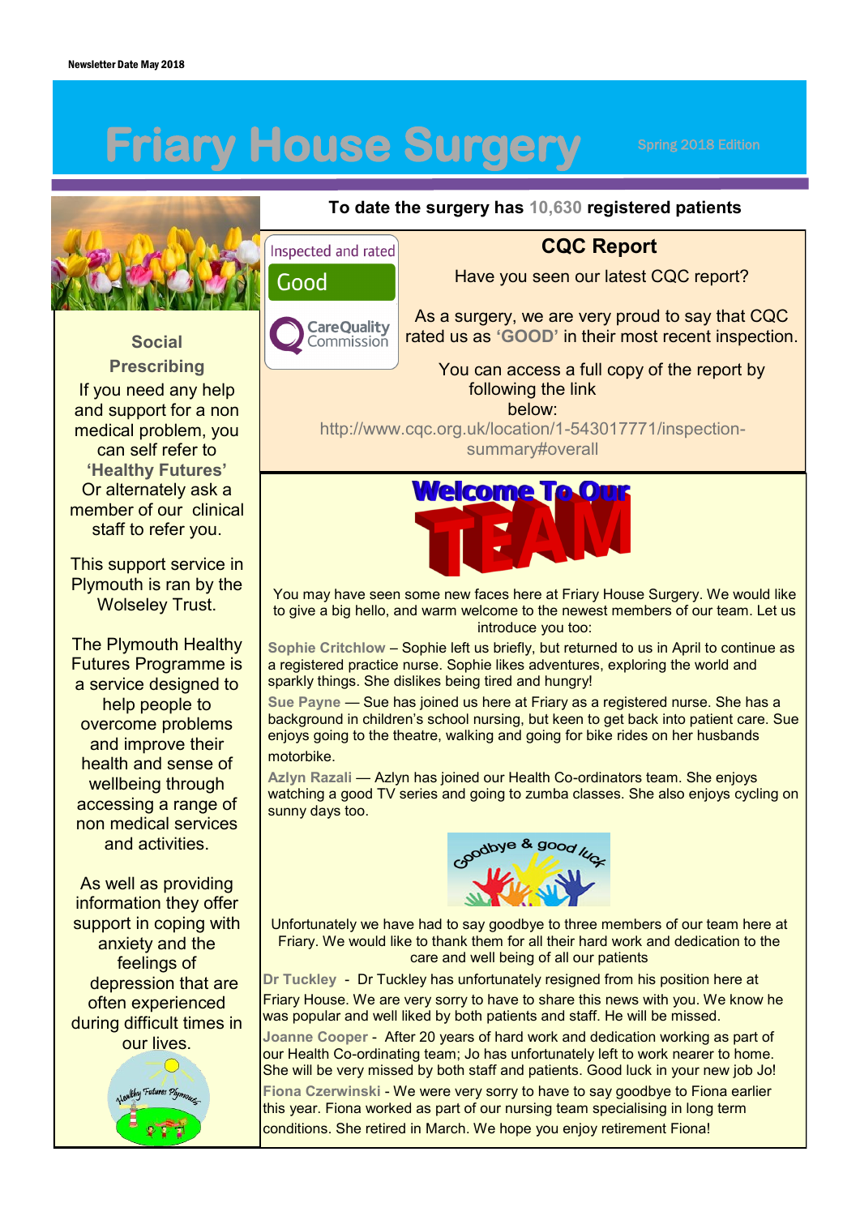Newsletter Date May 2018

# Friary House Surgery

Spring 2018 Edition

**To date the surgery has 10,630 registered patients**

## CQC Report

Inspected and rated Good — Care Quality Commission

Have you seen our latest CQC report?

As a surgery, we are very proud to say that CQC rated us as **'GOOD'** in their most recent inspection.

You can access a full copy of the report by following the link below:

http://www.cqc.org.uk/location/1-543017771/inspection-summary#overall

## Social Prescribing

If you need any help and support for a non medical problem, you can self refer to **'Healthy Futures'** Or alternately ask a member of our clinical staff to refer you.

This support service in Plymouth is ran by the Wolseley Trust.

The Plymouth Healthy Futures Programme is a service designed to help people to overcome problems and improve their health and sense of wellbeing through accessing a range of non medical services and activities.

As well as providing information they offer support in coping with anxiety and the feelings of depression that are often experienced during difficult times in our lives.

## Welcome To Our TEAM

You may have seen some new faces here at Friary House Surgery. We would like to give a big hello, and warm welcome to the newest members of our team. Let us introduce you too:

**Sophie Critchlow** – Sophie left us briefly, but returned to us in April to continue as a registered practice nurse. Sophie likes adventures, exploring the world and sparkly things. She dislikes being tired and hungry!

**Sue Payne** — Sue has joined us here at Friary as a registered nurse. She has a background in children's school nursing, but keen to get back into patient care. Sue enjoys going to the theatre, walking and going for bike rides on her husbands motorbike.

**Azlyn Razali** — Azlyn has joined our Health Co-ordinators team. She enjoys watching a good TV series and going to zumba classes. She also enjoys cycling on sunny days too.

## Goodbye & good luck

Unfortunately we have had to say goodbye to three members of our team here at Friary. We would like to thank them for all their hard work and dedication to the care and well being of all our patients

**Dr Tuckley** - Dr Tuckley has unfortunately resigned from his position here at Friary House. We are very sorry to have to share this news with you. We know he was popular and well liked by both patients and staff. He will be missed.

**Joanne Cooper** - After 20 years of hard work and dedication working as part of our Health Co-ordinating team; Jo has unfortunately left to work nearer to home. She will be very missed by both staff and patients. Good luck in your new job Jo!

**Fiona Czerwinski** - We were very sorry to have to say goodbye to Fiona earlier this year. Fiona worked as part of our nursing team specialising in long term conditions. She retired in March. We hope you enjoy retirement Fiona!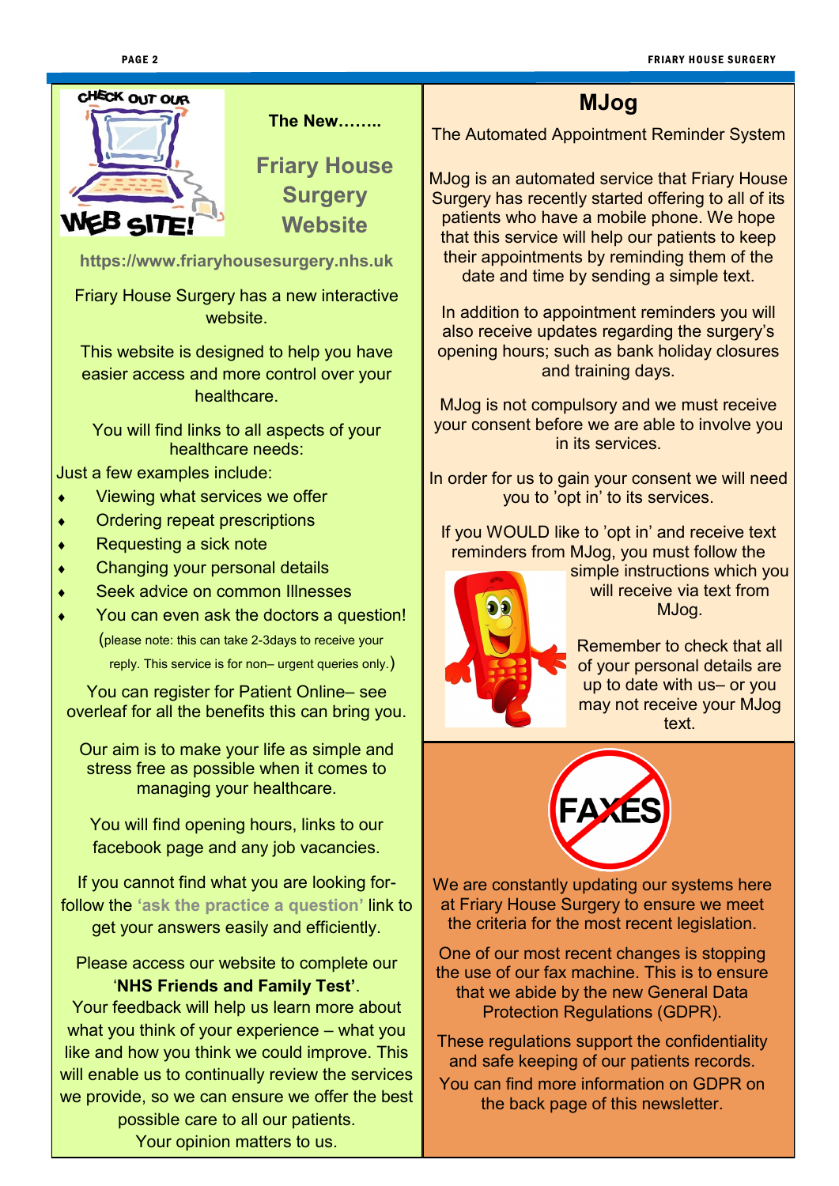The New……..

## Friary House Surgery Website

**https://www.friaryhousesurgery.nhs.uk**

Friary House Surgery has a new interactive website.

This website is designed to help you have easier access and more control over your healthcare.

You will find links to all aspects of your healthcare needs:

Just a few examples include:

- Viewing what services we offer
- Ordering repeat prescriptions
- Requesting a sick note
- Changing your personal details
- Seek advice on common Illnesses
- You can even ask the doctors a question!

(please note: this can take 2-3days to receive your reply. This service is for non– urgent queries only.)

You can register for Patient Online– see overleaf for all the benefits this can bring you.

Our aim is to make your life as simple and stress free as possible when it comes to managing your healthcare.

You will find opening hours, links to our facebook page and any job vacancies.

If you cannot find what you are looking for- follow the **'ask the practice a question'** link to get your answers easily and efficiently.

Please access our website to complete our '**NHS Friends and Family Test'**. Your feedback will help us learn more about what you think of your experience – what you like and how you think we could improve. This will enable us to continually review the services we provide, so we can ensure we offer the best possible care to all our patients. Your opinion matters to us.

## MJog

The Automated Appointment Reminder System

MJog is an automated service that Friary House Surgery has recently started offering to all of its patients who have a mobile phone. We hope that this service will help our patients to keep their appointments by reminding them of the date and time by sending a simple text.

In addition to appointment reminders you will also receive updates regarding the surgery's opening hours; such as bank holiday closures and training days.

MJog is not compulsory and we must receive your consent before we are able to involve you in its services.

In order for us to gain your consent we will need you to 'opt in' to its services.

If you WOULD like to 'opt in' and receive text reminders from MJog, you must follow the simple instructions which you will receive via text from MJog.

Remember to check that all of your personal details are up to date with us– or you may not receive your MJog text.

We are constantly updating our systems here at Friary House Surgery to ensure we meet the criteria for the most recent legislation.

One of our most recent changes is stopping the use of our fax machine. This is to ensure that we abide by the new General Data Protection Regulations (GDPR).

These regulations support the confidentiality and safe keeping of our patients records. You can find more information on GDPR on the back page of this newsletter.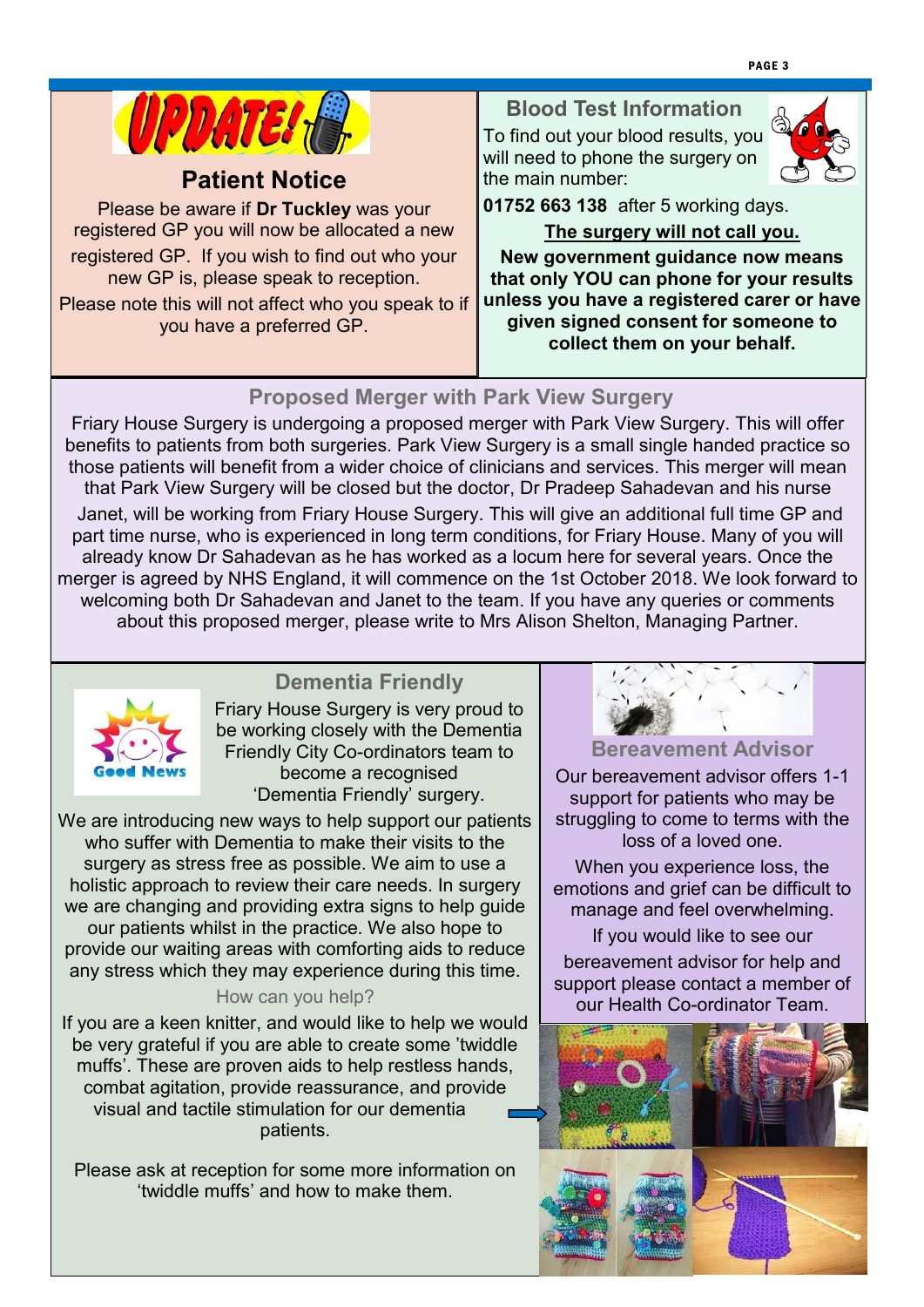## Patient Notice

Please be aware if **Dr Tuckley** was your registered GP you will now be allocated a new registered GP. If you wish to find out who your new GP is, please speak to reception.

Please note this will not affect who you speak to if you have a preferred GP.

## Blood Test Information

To find out your blood results, you will need to phone the surgery on the main number:

**01752 663 138** after 5 working days.

**The surgery will not call you.**

**New government guidance now means that only YOU can phone for your results unless you have a registered carer or have given signed consent for someone to collect them on your behalf.**

## Proposed Merger with Park View Surgery

Friary House Surgery is undergoing a proposed merger with Park View Surgery. This will offer benefits to patients from both surgeries. Park View Surgery is a small single handed practice so those patients will benefit from a wider choice of clinicians and services. This merger will mean that Park View Surgery will be closed but the doctor, Dr Pradeep Sahadevan and his nurse Janet, will be working from Friary House Surgery. This will give an additional full time GP and part time nurse, who is experienced in long term conditions, for Friary House. Many of you will already know Dr Sahadevan as he has worked as a locum here for several years. Once the merger is agreed by NHS England, it will commence on the 1st October 2018. We look forward to welcoming both Dr Sahadevan and Janet to the team. If you have any queries or comments about this proposed merger, please write to Mrs Alison Shelton, Managing Partner.

## Dementia Friendly

Friary House Surgery is very proud to be working closely with the Dementia Friendly City Co-ordinators team to become a recognised 'Dementia Friendly' surgery.

We are introducing new ways to help support our patients who suffer with Dementia to make their visits to the surgery as stress free as possible. We aim to use a holistic approach to review their care needs. In surgery we are changing and providing extra signs to help guide our patients whilst in the practice. We also hope to provide our waiting areas with comforting aids to reduce any stress which they may experience during this time.

### How can you help?

If you are a keen knitter, and would like to help we would be very grateful if you are able to create some 'twiddle muffs'. These are proven aids to help restless hands, combat agitation, provide reassurance, and provide visual and tactile stimulation for our dementia patients.

Please ask at reception for some more information on 'twiddle muffs' and how to make them.

## Bereavement Advisor

Our bereavement advisor offers 1-1 support for patients who may be struggling to come to terms with the loss of a loved one.

When you experience loss, the emotions and grief can be difficult to manage and feel overwhelming.

If you would like to see our bereavement advisor for help and support please contact a member of our Health Co-ordinator Team.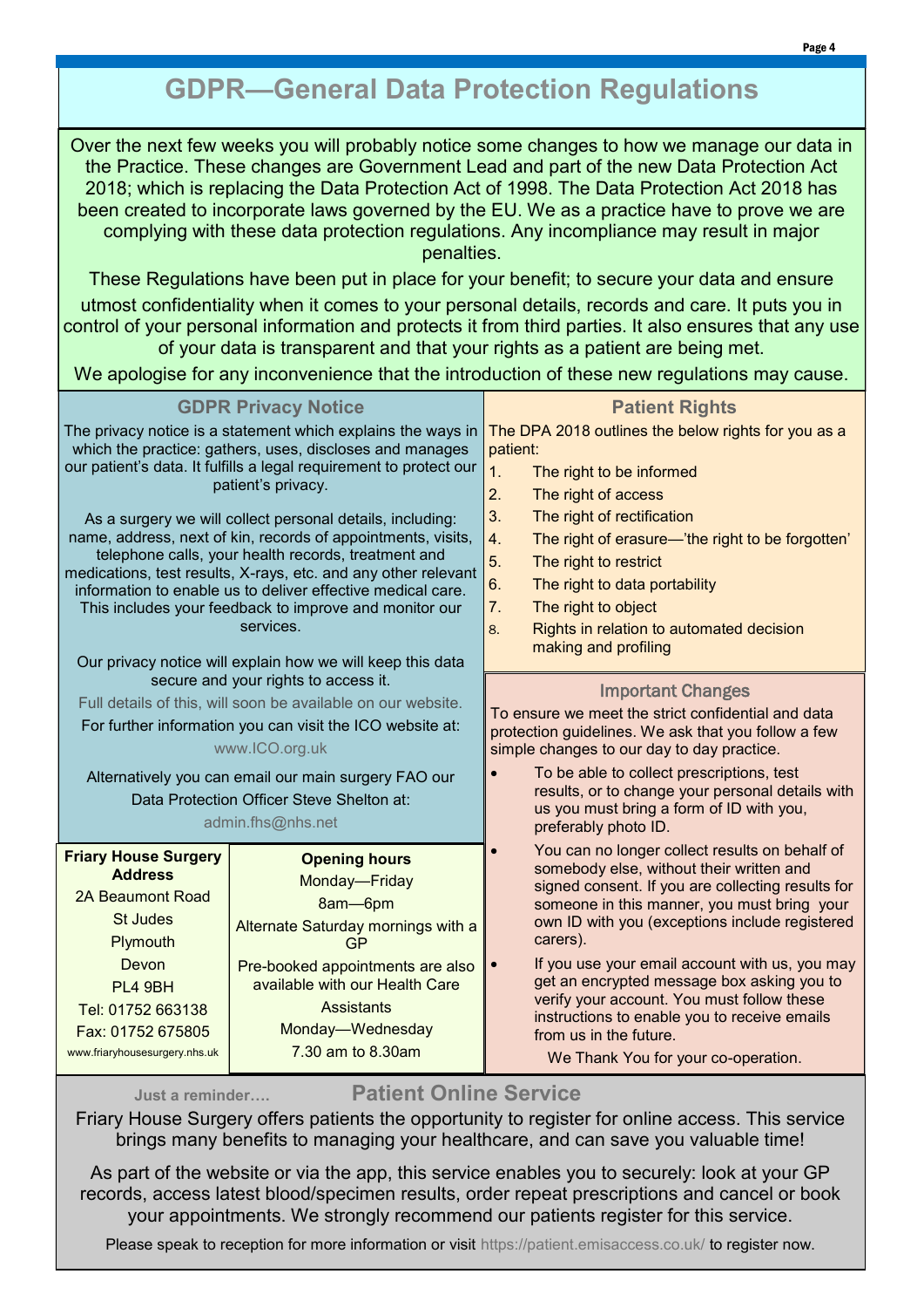# GDPR—General Data Protection Regulations

Over the next few weeks you will probably notice some changes to how we manage our data in the Practice. These changes are Government Lead and part of the new Data Protection Act 2018; which is replacing the Data Protection Act of 1998. The Data Protection Act 2018 has been created to incorporate laws governed by the EU. We as a practice have to prove we are complying with these data protection regulations. Any incompliance may result in major penalties.

These Regulations have been put in place for your benefit; to secure your data and ensure utmost confidentiality when it comes to your personal details, records and care. It puts you in control of your personal information and protects it from third parties. It also ensures that any use of your data is transparent and that your rights as a patient are being met.

We apologise for any inconvenience that the introduction of these new regulations may cause.

## GDPR Privacy Notice

The privacy notice is a statement which explains the ways in which the practice: gathers, uses, discloses and manages our patient's data. It fulfills a legal requirement to protect our patient's privacy.

As a surgery we will collect personal details, including: name, address, next of kin, records of appointments, visits, telephone calls, your health records, treatment and medications, test results, X-rays, etc. and any other relevant information to enable us to deliver effective medical care. This includes your feedback to improve and monitor our services.

Our privacy notice will explain how we will keep this data secure and your rights to access it.

Full details of this, will soon be available on our website.

For further information you can visit the ICO website at:

www.ICO.org.uk

Alternatively you can email our main surgery FAO our Data Protection Officer Steve Shelton at:

admin.fhs@nhs.net

## Patient Rights

The DPA 2018 outlines the below rights for you as a patient:

1. The right to be informed
2. The right of access
3. The right of rectification
4. The right of erasure—'the right to be forgotten'
5. The right to restrict
6. The right to data portability
7. The right to object
8. Rights in relation to automated decision making and profiling

## Important Changes

To ensure we meet the strict confidential and data protection guidelines. We ask that you follow a few simple changes to our day to day practice.

- To be able to collect prescriptions, test results, or to change your personal details with us you must bring a form of ID with you, preferably photo ID.
- You can no longer collect results on behalf of somebody else, without their written and signed consent. If you are collecting results for someone in this manner, you must bring your own ID with you (exceptions include registered carers).
- If you use your email account with us, you may get an encrypted message box asking you to verify your account. You must follow these instructions to enable you to receive emails from us in the future.

We Thank You for your co-operation.

**Friary House Surgery Address**

2A Beaumont Road
St Judes
Plymouth
Devon
PL4 9BH
Tel: 01752 663138
Fax: 01752 675805
www.friaryhousesurgery.nhs.uk

**Opening hours**

Monday—Friday
8am—6pm
Alternate Saturday mornings with a GP

Pre-booked appointments are also available with our Health Care Assistants
Monday—Wednesday
7.30 am to 8.30am

**Just a reminder….**

## Patient Online Service

Friary House Surgery offers patients the opportunity to register for online access. This service brings many benefits to managing your healthcare, and can save you valuable time!

As part of the website or via the app, this service enables you to securely: look at your GP records, access latest blood/specimen results, order repeat prescriptions and cancel or book your appointments. We strongly recommend our patients register for this service.

Please speak to reception for more information or visit https://patient.emisaccess.co.uk/ to register now.